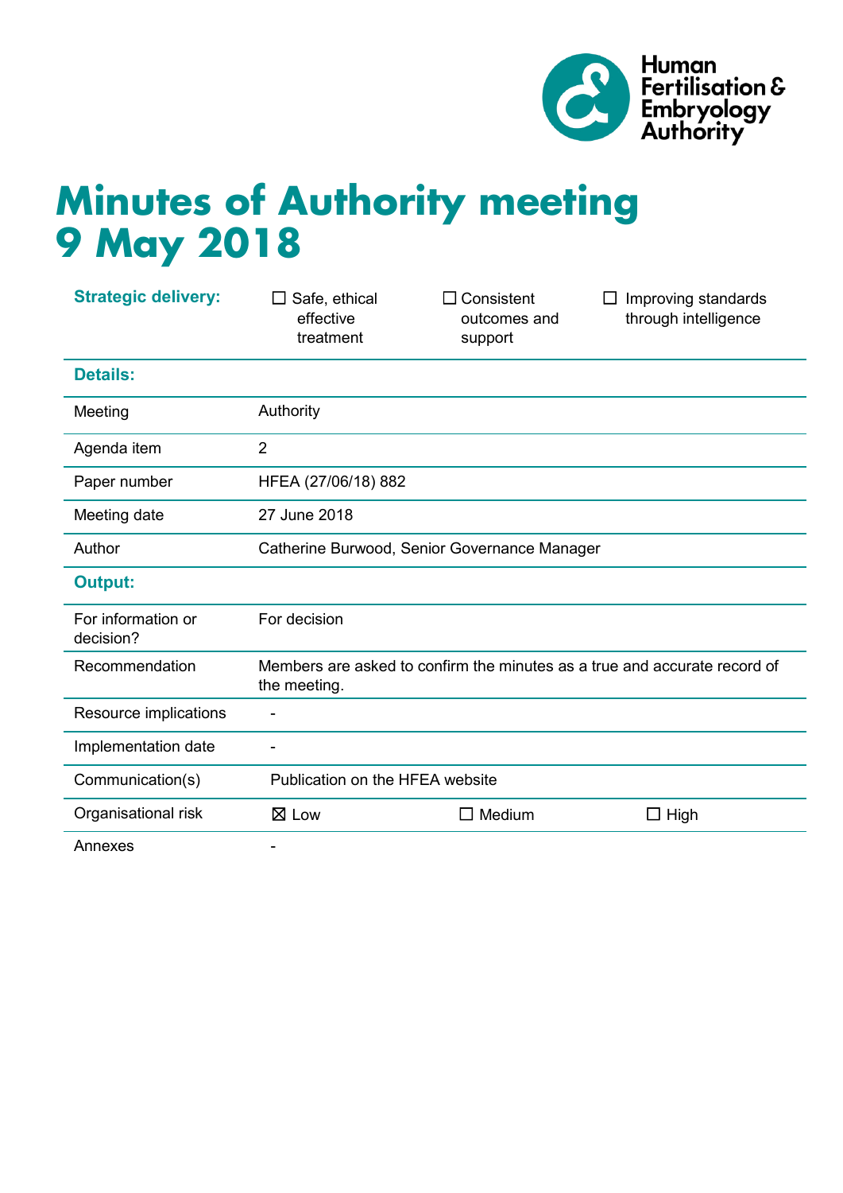Human Fertilisation & Embryology Authority

# Minutes of Authority meeting 9 May 2018

| **Strategic delivery:** | ☐ Safe, ethical effective treatment | ☐ Consistent outcomes and support | ☐ Improving standards through intelligence |
|---|---|---|---|
| **Details:** | | | |
| Meeting | Authority | | |
| Agenda item | 2 | | |
| Paper number | HFEA (27/06/18) 882 | | |
| Meeting date | 27 June 2018 | | |
| Author | Catherine Burwood, Senior Governance Manager | | |
| **Output:** | | | |
| For information or decision? | For decision | | |
| Recommendation | Members are asked to confirm the minutes as a true and accurate record of the meeting. | | |
| Resource implications | - | | |
| Implementation date | - | | |
| Communication(s) | Publication on the HFEA website | | |
| Organisational risk | ☒ Low | ☐ Medium | ☐ High |
| Annexes | - | | |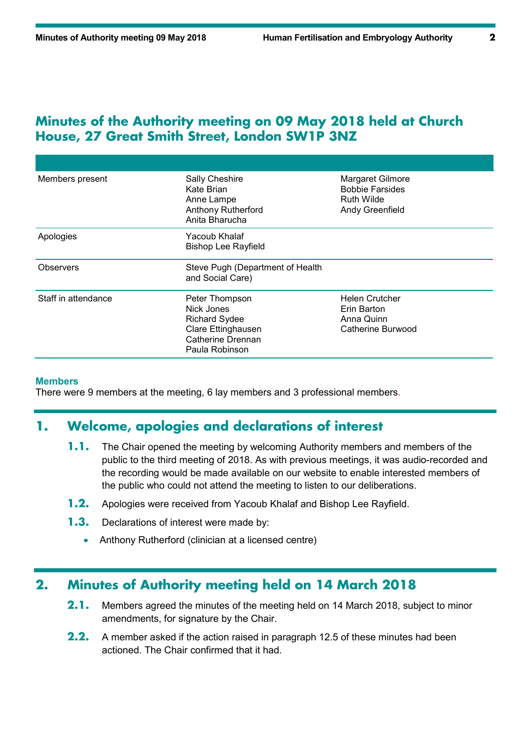# Minutes of the Authority meeting on 09 May 2018 held at Church House, 27 Great Smith Street, London SW1P 3NZ

| | | |
|---|---|---|
| Members present | Sally Cheshire<br>Kate Brian<br>Anne Lampe<br>Anthony Rutherford<br>Anita Bharucha | Margaret Gilmore<br>Bobbie Farsides<br>Ruth Wilde<br>Andy Greenfield |
| Apologies | Yacoub Khalaf<br>Bishop Lee Rayfield | |
| Observers | Steve Pugh (Department of Health and Social Care) | |
| Staff in attendance | Peter Thompson<br>Nick Jones<br>Richard Sydee<br>Clare Ettinghausen<br>Catherine Drennan<br>Paula Robinson | Helen Crutcher<br>Erin Barton<br>Anna Quinn<br>Catherine Burwood |

**Members**

There were 9 members at the meeting, 6 lay members and 3 professional members.

## 1. Welcome, apologies and declarations of interest

**1.1.** The Chair opened the meeting by welcoming Authority members and members of the public to the third meeting of 2018. As with previous meetings, it was audio-recorded and the recording would be made available on our website to enable interested members of the public who could not attend the meeting to listen to our deliberations.

**1.2.** Apologies were received from Yacoub Khalaf and Bishop Lee Rayfield.

**1.3.** Declarations of interest were made by:

- Anthony Rutherford (clinician at a licensed centre)

## 2. Minutes of Authority meeting held on 14 March 2018

**2.1.** Members agreed the minutes of the meeting held on 14 March 2018, subject to minor amendments, for signature by the Chair.

**2.2.** A member asked if the action raised in paragraph 12.5 of these minutes had been actioned. The Chair confirmed that it had.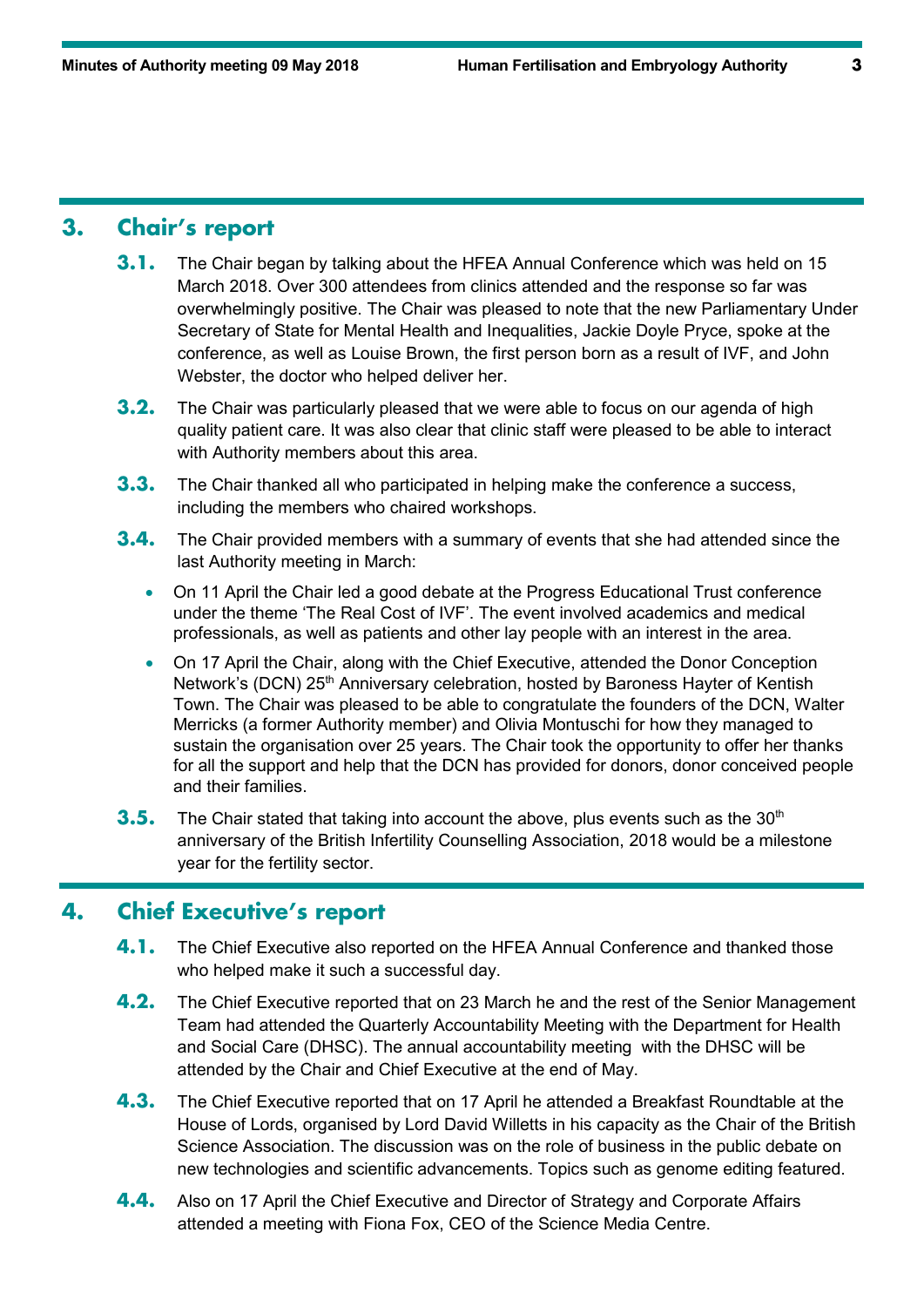## 3. Chair's report

**3.1.** The Chair began by talking about the HFEA Annual Conference which was held on 15 March 2018. Over 300 attendees from clinics attended and the response so far was overwhelmingly positive. The Chair was pleased to note that the new Parliamentary Under Secretary of State for Mental Health and Inequalities, Jackie Doyle Pryce, spoke at the conference, as well as Louise Brown, the first person born as a result of IVF, and John Webster, the doctor who helped deliver her.

**3.2.** The Chair was particularly pleased that we were able to focus on our agenda of high quality patient care. It was also clear that clinic staff were pleased to be able to interact with Authority members about this area.

**3.3.** The Chair thanked all who participated in helping make the conference a success, including the members who chaired workshops.

**3.4.** The Chair provided members with a summary of events that she had attended since the last Authority meeting in March:

- On 11 April the Chair led a good debate at the Progress Educational Trust conference under the theme 'The Real Cost of IVF'. The event involved academics and medical professionals, as well as patients and other lay people with an interest in the area.
- On 17 April the Chair, along with the Chief Executive, attended the Donor Conception Network's (DCN) 25th Anniversary celebration, hosted by Baroness Hayter of Kentish Town. The Chair was pleased to be able to congratulate the founders of the DCN, Walter Merricks (a former Authority member) and Olivia Montuschi for how they managed to sustain the organisation over 25 years. The Chair took the opportunity to offer her thanks for all the support and help that the DCN has provided for donors, donor conceived people and their families.

**3.5.** The Chair stated that taking into account the above, plus events such as the 30th anniversary of the British Infertility Counselling Association, 2018 would be a milestone year for the fertility sector.

## 4. Chief Executive's report

**4.1.** The Chief Executive also reported on the HFEA Annual Conference and thanked those who helped make it such a successful day.

**4.2.** The Chief Executive reported that on 23 March he and the rest of the Senior Management Team had attended the Quarterly Accountability Meeting with the Department for Health and Social Care (DHSC). The annual accountability meeting with the DHSC will be attended by the Chair and Chief Executive at the end of May.

**4.3.** The Chief Executive reported that on 17 April he attended a Breakfast Roundtable at the House of Lords, organised by Lord David Willetts in his capacity as the Chair of the British Science Association. The discussion was on the role of business in the public debate on new technologies and scientific advancements. Topics such as genome editing featured.

**4.4.** Also on 17 April the Chief Executive and Director of Strategy and Corporate Affairs attended a meeting with Fiona Fox, CEO of the Science Media Centre.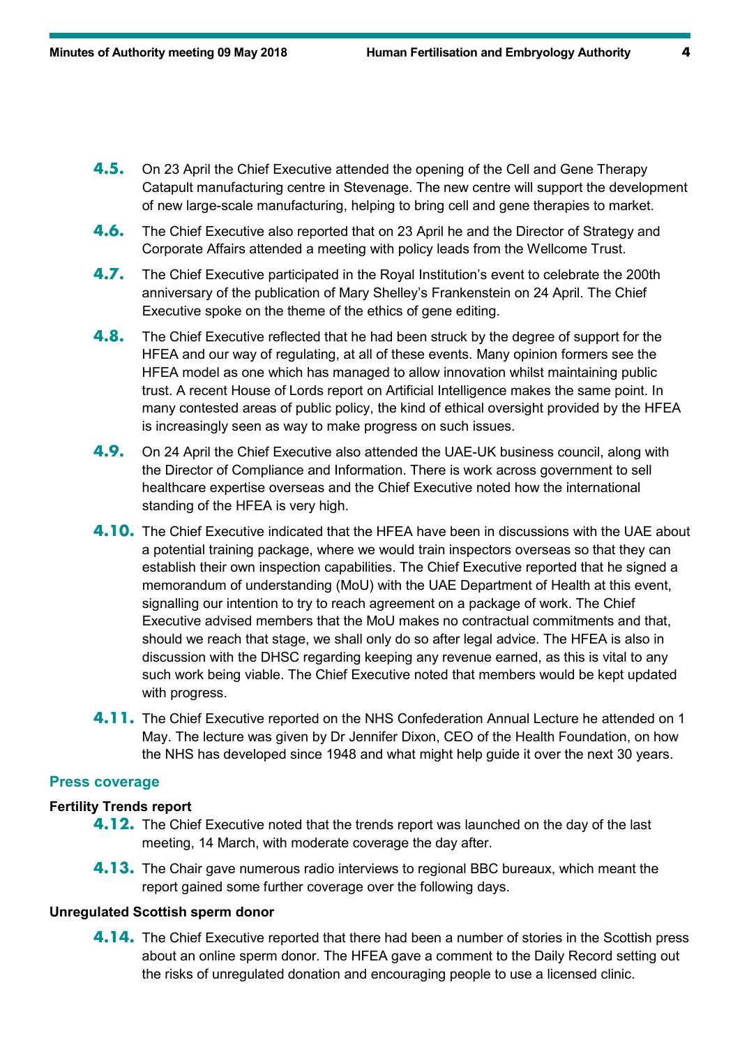**4.5.** On 23 April the Chief Executive attended the opening of the Cell and Gene Therapy Catapult manufacturing centre in Stevenage. The new centre will support the development of new large-scale manufacturing, helping to bring cell and gene therapies to market.

**4.6.** The Chief Executive also reported that on 23 April he and the Director of Strategy and Corporate Affairs attended a meeting with policy leads from the Wellcome Trust.

**4.7.** The Chief Executive participated in the Royal Institution's event to celebrate the 200th anniversary of the publication of Mary Shelley's Frankenstein on 24 April. The Chief Executive spoke on the theme of the ethics of gene editing.

**4.8.** The Chief Executive reflected that he had been struck by the degree of support for the HFEA and our way of regulating, at all of these events. Many opinion formers see the HFEA model as one which has managed to allow innovation whilst maintaining public trust. A recent House of Lords report on Artificial Intelligence makes the same point. In many contested areas of public policy, the kind of ethical oversight provided by the HFEA is increasingly seen as way to make progress on such issues.

**4.9.** On 24 April the Chief Executive also attended the UAE-UK business council, along with the Director of Compliance and Information. There is work across government to sell healthcare expertise overseas and the Chief Executive noted how the international standing of the HFEA is very high.

**4.10.** The Chief Executive indicated that the HFEA have been in discussions with the UAE about a potential training package, where we would train inspectors overseas so that they can establish their own inspection capabilities. The Chief Executive reported that he signed a memorandum of understanding (MoU) with the UAE Department of Health at this event, signalling our intention to try to reach agreement on a package of work. The Chief Executive advised members that the MoU makes no contractual commitments and that, should we reach that stage, we shall only do so after legal advice. The HFEA is also in discussion with the DHSC regarding keeping any revenue earned, as this is vital to any such work being viable. The Chief Executive noted that members would be kept updated with progress.

**4.11.** The Chief Executive reported on the NHS Confederation Annual Lecture he attended on 1 May. The lecture was given by Dr Jennifer Dixon, CEO of the Health Foundation, on how the NHS has developed since 1948 and what might help guide it over the next 30 years.

## Press coverage

### Fertility Trends report

**4.12.** The Chief Executive noted that the trends report was launched on the day of the last meeting, 14 March, with moderate coverage the day after.

**4.13.** The Chair gave numerous radio interviews to regional BBC bureaux, which meant the report gained some further coverage over the following days.

### Unregulated Scottish sperm donor

**4.14.** The Chief Executive reported that there had been a number of stories in the Scottish press about an online sperm donor. The HFEA gave a comment to the Daily Record setting out the risks of unregulated donation and encouraging people to use a licensed clinic.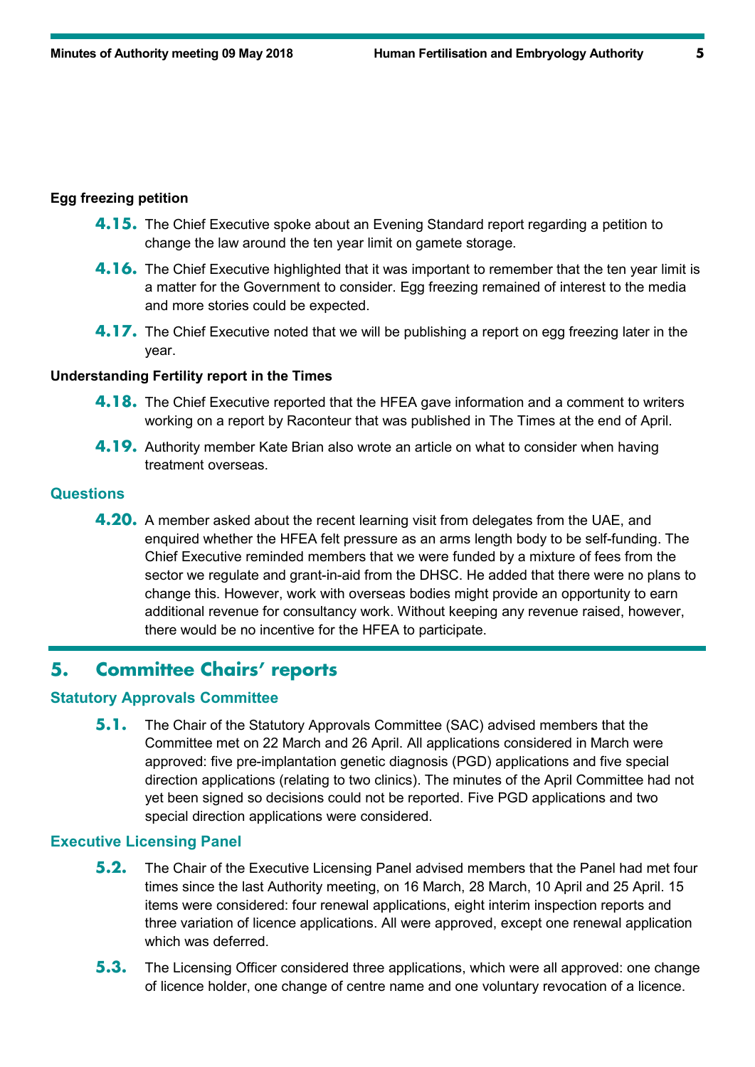**Egg freezing petition**

**4.15.** The Chief Executive spoke about an Evening Standard report regarding a petition to change the law around the ten year limit on gamete storage.

**4.16.** The Chief Executive highlighted that it was important to remember that the ten year limit is a matter for the Government to consider. Egg freezing remained of interest to the media and more stories could be expected.

**4.17.** The Chief Executive noted that we will be publishing a report on egg freezing later in the year.

**Understanding Fertility report in the Times**

**4.18.** The Chief Executive reported that the HFEA gave information and a comment to writers working on a report by Raconteur that was published in The Times at the end of April.

**4.19.** Authority member Kate Brian also wrote an article on what to consider when having treatment overseas.

### Questions

**4.20.** A member asked about the recent learning visit from delegates from the UAE, and enquired whether the HFEA felt pressure as an arms length body to be self-funding. The Chief Executive reminded members that we were funded by a mixture of fees from the sector we regulate and grant-in-aid from the DHSC. He added that there were no plans to change this. However, work with overseas bodies might provide an opportunity to earn additional revenue for consultancy work. Without keeping any revenue raised, however, there would be no incentive for the HFEA to participate.

## 5. Committee Chairs' reports

### Statutory Approvals Committee

**5.1.** The Chair of the Statutory Approvals Committee (SAC) advised members that the Committee met on 22 March and 26 April. All applications considered in March were approved: five pre-implantation genetic diagnosis (PGD) applications and five special direction applications (relating to two clinics). The minutes of the April Committee had not yet been signed so decisions could not be reported. Five PGD applications and two special direction applications were considered.

### Executive Licensing Panel

**5.2.** The Chair of the Executive Licensing Panel advised members that the Panel had met four times since the last Authority meeting, on 16 March, 28 March, 10 April and 25 April. 15 items were considered: four renewal applications, eight interim inspection reports and three variation of licence applications. All were approved, except one renewal application which was deferred.

**5.3.** The Licensing Officer considered three applications, which were all approved: one change of licence holder, one change of centre name and one voluntary revocation of a licence.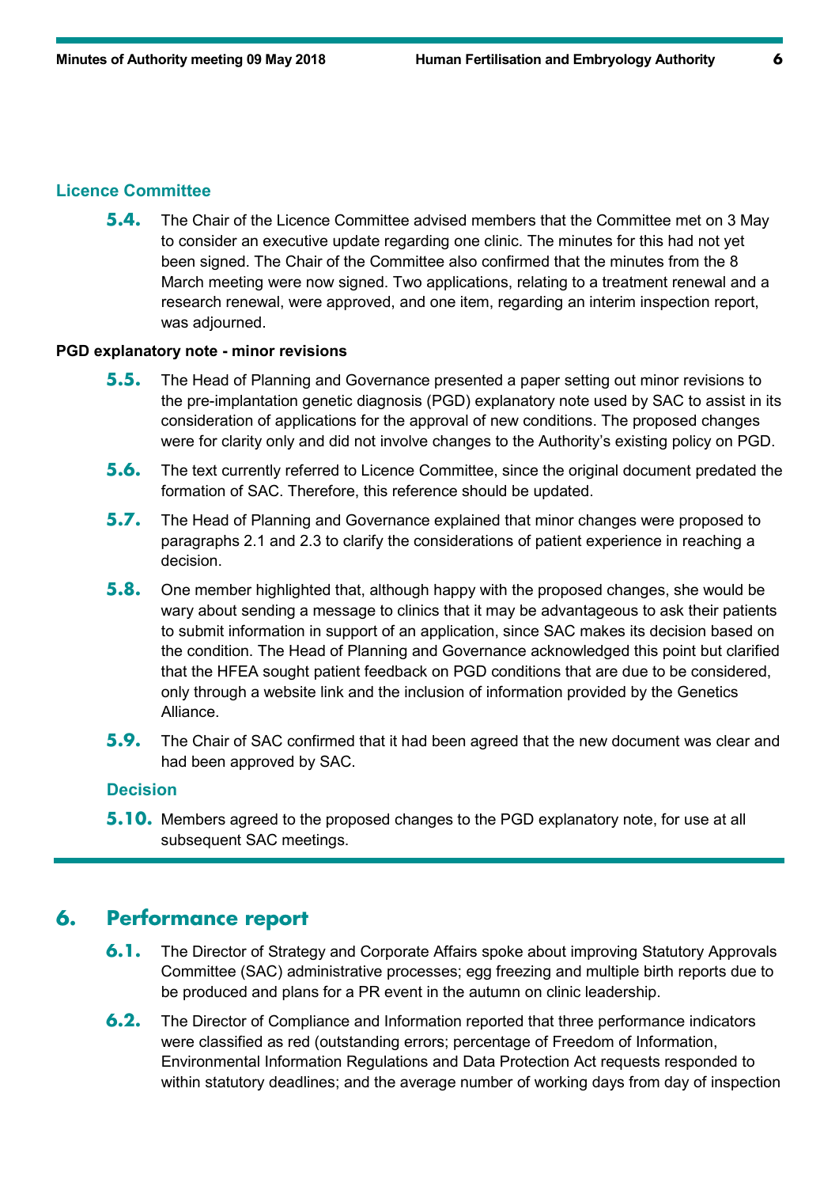### Licence Committee

**5.4.** The Chair of the Licence Committee advised members that the Committee met on 3 May to consider an executive update regarding one clinic. The minutes for this had not yet been signed. The Chair of the Committee also confirmed that the minutes from the 8 March meeting were now signed. Two applications, relating to a treatment renewal and a research renewal, were approved, and one item, regarding an interim inspection report, was adjourned.

**PGD explanatory note - minor revisions**

**5.5.** The Head of Planning and Governance presented a paper setting out minor revisions to the pre-implantation genetic diagnosis (PGD) explanatory note used by SAC to assist in its consideration of applications for the approval of new conditions. The proposed changes were for clarity only and did not involve changes to the Authority's existing policy on PGD.

**5.6.** The text currently referred to Licence Committee, since the original document predated the formation of SAC. Therefore, this reference should be updated.

**5.7.** The Head of Planning and Governance explained that minor changes were proposed to paragraphs 2.1 and 2.3 to clarify the considerations of patient experience in reaching a decision.

**5.8.** One member highlighted that, although happy with the proposed changes, she would be wary about sending a message to clinics that it may be advantageous to ask their patients to submit information in support of an application, since SAC makes its decision based on the condition. The Head of Planning and Governance acknowledged this point but clarified that the HFEA sought patient feedback on PGD conditions that are due to be considered, only through a website link and the inclusion of information provided by the Genetics Alliance.

**5.9.** The Chair of SAC confirmed that it had been agreed that the new document was clear and had been approved by SAC.

### Decision

**5.10.** Members agreed to the proposed changes to the PGD explanatory note, for use at all subsequent SAC meetings.

## 6. Performance report

**6.1.** The Director of Strategy and Corporate Affairs spoke about improving Statutory Approvals Committee (SAC) administrative processes; egg freezing and multiple birth reports due to be produced and plans for a PR event in the autumn on clinic leadership.

**6.2.** The Director of Compliance and Information reported that three performance indicators were classified as red (outstanding errors; percentage of Freedom of Information, Environmental Information Regulations and Data Protection Act requests responded to within statutory deadlines; and the average number of working days from day of inspection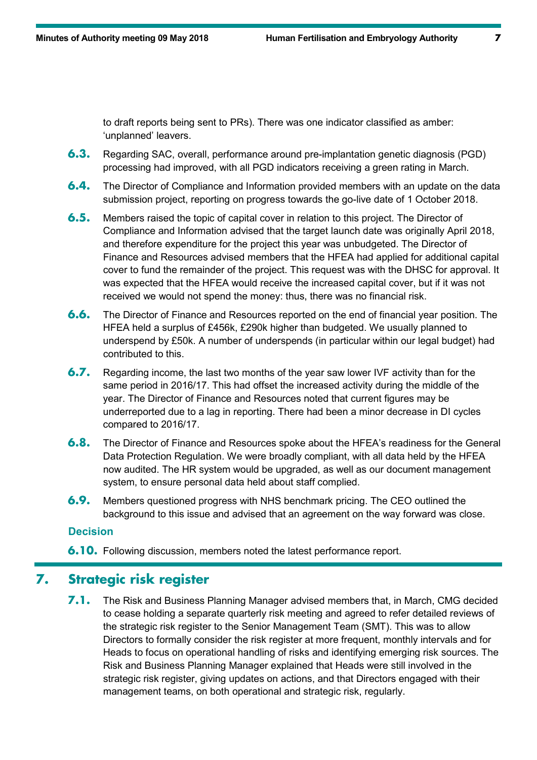to draft reports being sent to PRs). There was one indicator classified as amber: ‘unplanned’ leavers.

**6.3.** Regarding SAC, overall, performance around pre-implantation genetic diagnosis (PGD) processing had improved, with all PGD indicators receiving a green rating in March.

**6.4.** The Director of Compliance and Information provided members with an update on the data submission project, reporting on progress towards the go-live date of 1 October 2018.

**6.5.** Members raised the topic of capital cover in relation to this project. The Director of Compliance and Information advised that the target launch date was originally April 2018, and therefore expenditure for the project this year was unbudgeted. The Director of Finance and Resources advised members that the HFEA had applied for additional capital cover to fund the remainder of the project. This request was with the DHSC for approval. It was expected that the HFEA would receive the increased capital cover, but if it was not received we would not spend the money: thus, there was no financial risk.

**6.6.** The Director of Finance and Resources reported on the end of financial year position. The HFEA held a surplus of £456k, £290k higher than budgeted. We usually planned to underspend by £50k. A number of underspends (in particular within our legal budget) had contributed to this.

**6.7.** Regarding income, the last two months of the year saw lower IVF activity than for the same period in 2016/17. This had offset the increased activity during the middle of the year. The Director of Finance and Resources noted that current figures may be underreported due to a lag in reporting. There had been a minor decrease in DI cycles compared to 2016/17.

**6.8.** The Director of Finance and Resources spoke about the HFEA’s readiness for the General Data Protection Regulation. We were broadly compliant, with all data held by the HFEA now audited. The HR system would be upgraded, as well as our document management system, to ensure personal data held about staff complied.

**6.9.** Members questioned progress with NHS benchmark pricing. The CEO outlined the background to this issue and advised that an agreement on the way forward was close.

### Decision

**6.10.** Following discussion, members noted the latest performance report.

## 7. Strategic risk register

**7.1.** The Risk and Business Planning Manager advised members that, in March, CMG decided to cease holding a separate quarterly risk meeting and agreed to refer detailed reviews of the strategic risk register to the Senior Management Team (SMT). This was to allow Directors to formally consider the risk register at more frequent, monthly intervals and for Heads to focus on operational handling of risks and identifying emerging risk sources. The Risk and Business Planning Manager explained that Heads were still involved in the strategic risk register, giving updates on actions, and that Directors engaged with their management teams, on both operational and strategic risk, regularly.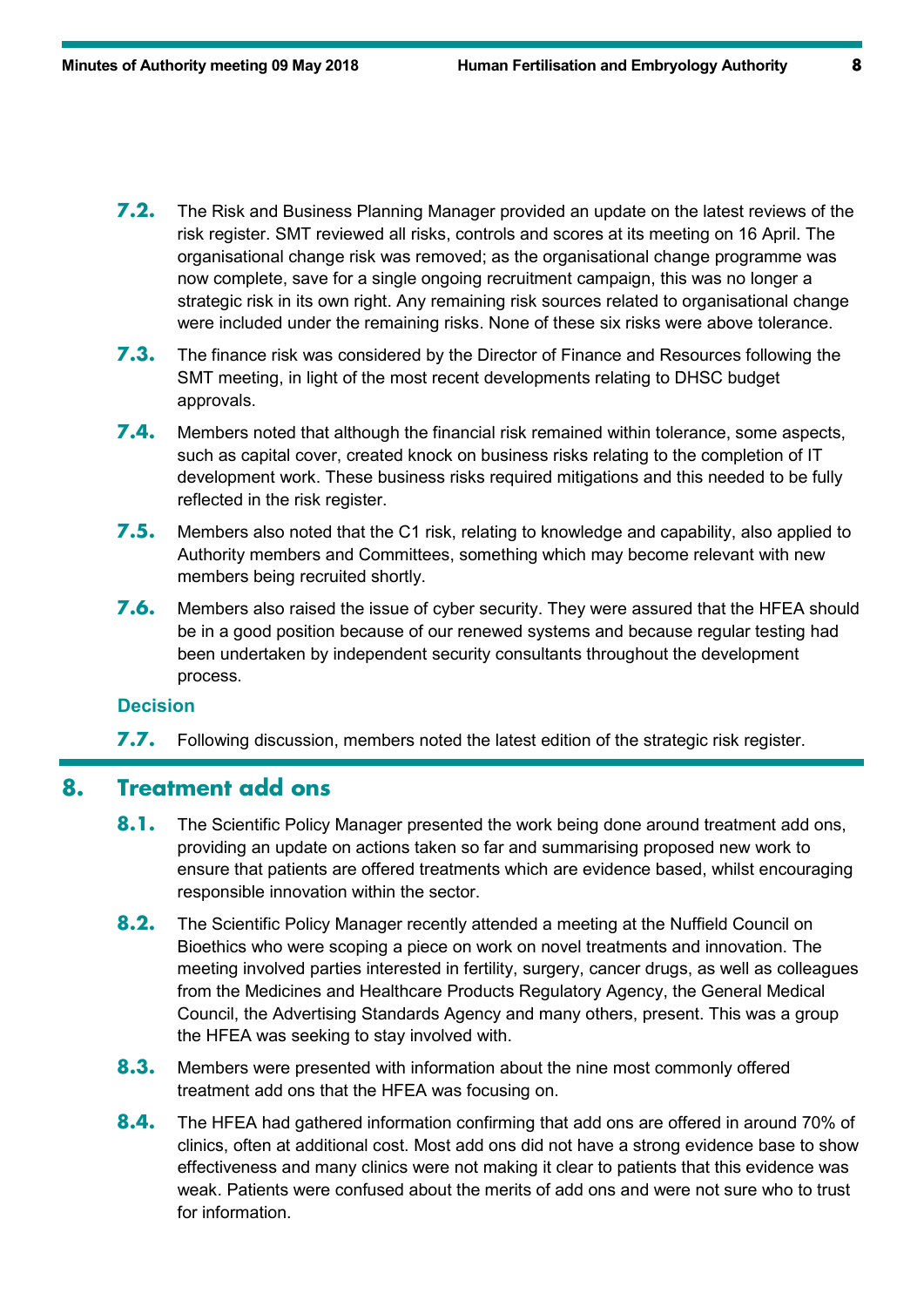**7.2.** The Risk and Business Planning Manager provided an update on the latest reviews of the risk register. SMT reviewed all risks, controls and scores at its meeting on 16 April. The organisational change risk was removed; as the organisational change programme was now complete, save for a single ongoing recruitment campaign, this was no longer a strategic risk in its own right. Any remaining risk sources related to organisational change were included under the remaining risks. None of these six risks were above tolerance.

**7.3.** The finance risk was considered by the Director of Finance and Resources following the SMT meeting, in light of the most recent developments relating to DHSC budget approvals.

**7.4.** Members noted that although the financial risk remained within tolerance, some aspects, such as capital cover, created knock on business risks relating to the completion of IT development work. These business risks required mitigations and this needed to be fully reflected in the risk register.

**7.5.** Members also noted that the C1 risk, relating to knowledge and capability, also applied to Authority members and Committees, something which may become relevant with new members being recruited shortly.

**7.6.** Members also raised the issue of cyber security. They were assured that the HFEA should be in a good position because of our renewed systems and because regular testing had been undertaken by independent security consultants throughout the development process.

### Decision

**7.7.** Following discussion, members noted the latest edition of the strategic risk register.

## 8. Treatment add ons

**8.1.** The Scientific Policy Manager presented the work being done around treatment add ons, providing an update on actions taken so far and summarising proposed new work to ensure that patients are offered treatments which are evidence based, whilst encouraging responsible innovation within the sector.

**8.2.** The Scientific Policy Manager recently attended a meeting at the Nuffield Council on Bioethics who were scoping a piece on work on novel treatments and innovation. The meeting involved parties interested in fertility, surgery, cancer drugs, as well as colleagues from the Medicines and Healthcare Products Regulatory Agency, the General Medical Council, the Advertising Standards Agency and many others, present. This was a group the HFEA was seeking to stay involved with.

**8.3.** Members were presented with information about the nine most commonly offered treatment add ons that the HFEA was focusing on.

**8.4.** The HFEA had gathered information confirming that add ons are offered in around 70% of clinics, often at additional cost. Most add ons did not have a strong evidence base to show effectiveness and many clinics were not making it clear to patients that this evidence was weak. Patients were confused about the merits of add ons and were not sure who to trust for information.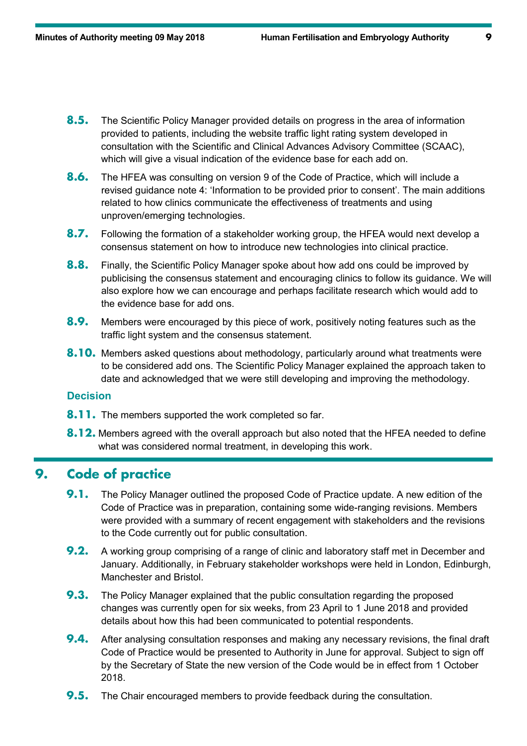**8.5.** The Scientific Policy Manager provided details on progress in the area of information provided to patients, including the website traffic light rating system developed in consultation with the Scientific and Clinical Advances Advisory Committee (SCAAC), which will give a visual indication of the evidence base for each add on.

**8.6.** The HFEA was consulting on version 9 of the Code of Practice, which will include a revised guidance note 4: 'Information to be provided prior to consent'. The main additions related to how clinics communicate the effectiveness of treatments and using unproven/emerging technologies.

**8.7.** Following the formation of a stakeholder working group, the HFEA would next develop a consensus statement on how to introduce new technologies into clinical practice.

**8.8.** Finally, the Scientific Policy Manager spoke about how add ons could be improved by publicising the consensus statement and encouraging clinics to follow its guidance. We will also explore how we can encourage and perhaps facilitate research which would add to the evidence base for add ons.

**8.9.** Members were encouraged by this piece of work, positively noting features such as the traffic light system and the consensus statement.

**8.10.** Members asked questions about methodology, particularly around what treatments were to be considered add ons. The Scientific Policy Manager explained the approach taken to date and acknowledged that we were still developing and improving the methodology.

### Decision

**8.11.** The members supported the work completed so far.

**8.12.** Members agreed with the overall approach but also noted that the HFEA needed to define what was considered normal treatment, in developing this work.

## 9. Code of practice

**9.1.** The Policy Manager outlined the proposed Code of Practice update. A new edition of the Code of Practice was in preparation, containing some wide-ranging revisions. Members were provided with a summary of recent engagement with stakeholders and the revisions to the Code currently out for public consultation.

**9.2.** A working group comprising of a range of clinic and laboratory staff met in December and January. Additionally, in February stakeholder workshops were held in London, Edinburgh, Manchester and Bristol.

**9.3.** The Policy Manager explained that the public consultation regarding the proposed changes was currently open for six weeks, from 23 April to 1 June 2018 and provided details about how this had been communicated to potential respondents.

**9.4.** After analysing consultation responses and making any necessary revisions, the final draft Code of Practice would be presented to Authority in June for approval. Subject to sign off by the Secretary of State the new version of the Code would be in effect from 1 October 2018.

**9.5.** The Chair encouraged members to provide feedback during the consultation.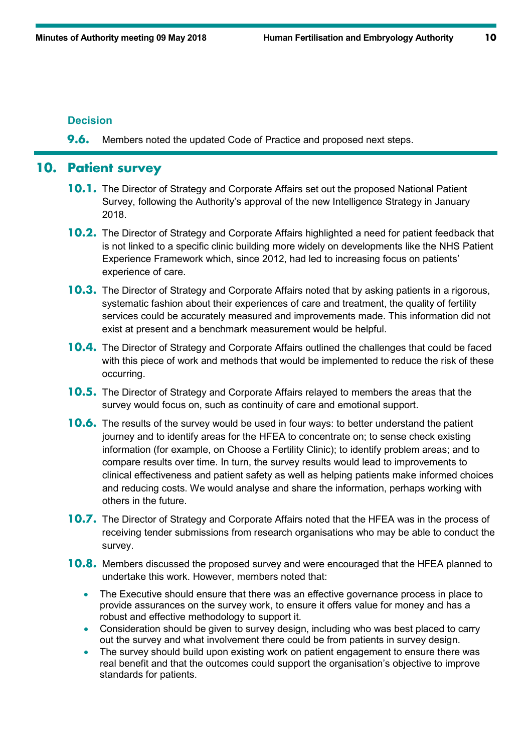### Decision

**9.6.** Members noted the updated Code of Practice and proposed next steps.

## 10. Patient survey

**10.1.** The Director of Strategy and Corporate Affairs set out the proposed National Patient Survey, following the Authority's approval of the new Intelligence Strategy in January 2018.

**10.2.** The Director of Strategy and Corporate Affairs highlighted a need for patient feedback that is not linked to a specific clinic building more widely on developments like the NHS Patient Experience Framework which, since 2012, had led to increasing focus on patients' experience of care.

**10.3.** The Director of Strategy and Corporate Affairs noted that by asking patients in a rigorous, systematic fashion about their experiences of care and treatment, the quality of fertility services could be accurately measured and improvements made. This information did not exist at present and a benchmark measurement would be helpful.

**10.4.** The Director of Strategy and Corporate Affairs outlined the challenges that could be faced with this piece of work and methods that would be implemented to reduce the risk of these occurring.

**10.5.** The Director of Strategy and Corporate Affairs relayed to members the areas that the survey would focus on, such as continuity of care and emotional support.

**10.6.** The results of the survey would be used in four ways: to better understand the patient journey and to identify areas for the HFEA to concentrate on; to sense check existing information (for example, on Choose a Fertility Clinic); to identify problem areas; and to compare results over time. In turn, the survey results would lead to improvements to clinical effectiveness and patient safety as well as helping patients make informed choices and reducing costs. We would analyse and share the information, perhaps working with others in the future.

**10.7.** The Director of Strategy and Corporate Affairs noted that the HFEA was in the process of receiving tender submissions from research organisations who may be able to conduct the survey.

**10.8.** Members discussed the proposed survey and were encouraged that the HFEA planned to undertake this work. However, members noted that:

- The Executive should ensure that there was an effective governance process in place to provide assurances on the survey work, to ensure it offers value for money and has a robust and effective methodology to support it.
- Consideration should be given to survey design, including who was best placed to carry out the survey and what involvement there could be from patients in survey design.
- The survey should build upon existing work on patient engagement to ensure there was real benefit and that the outcomes could support the organisation's objective to improve standards for patients.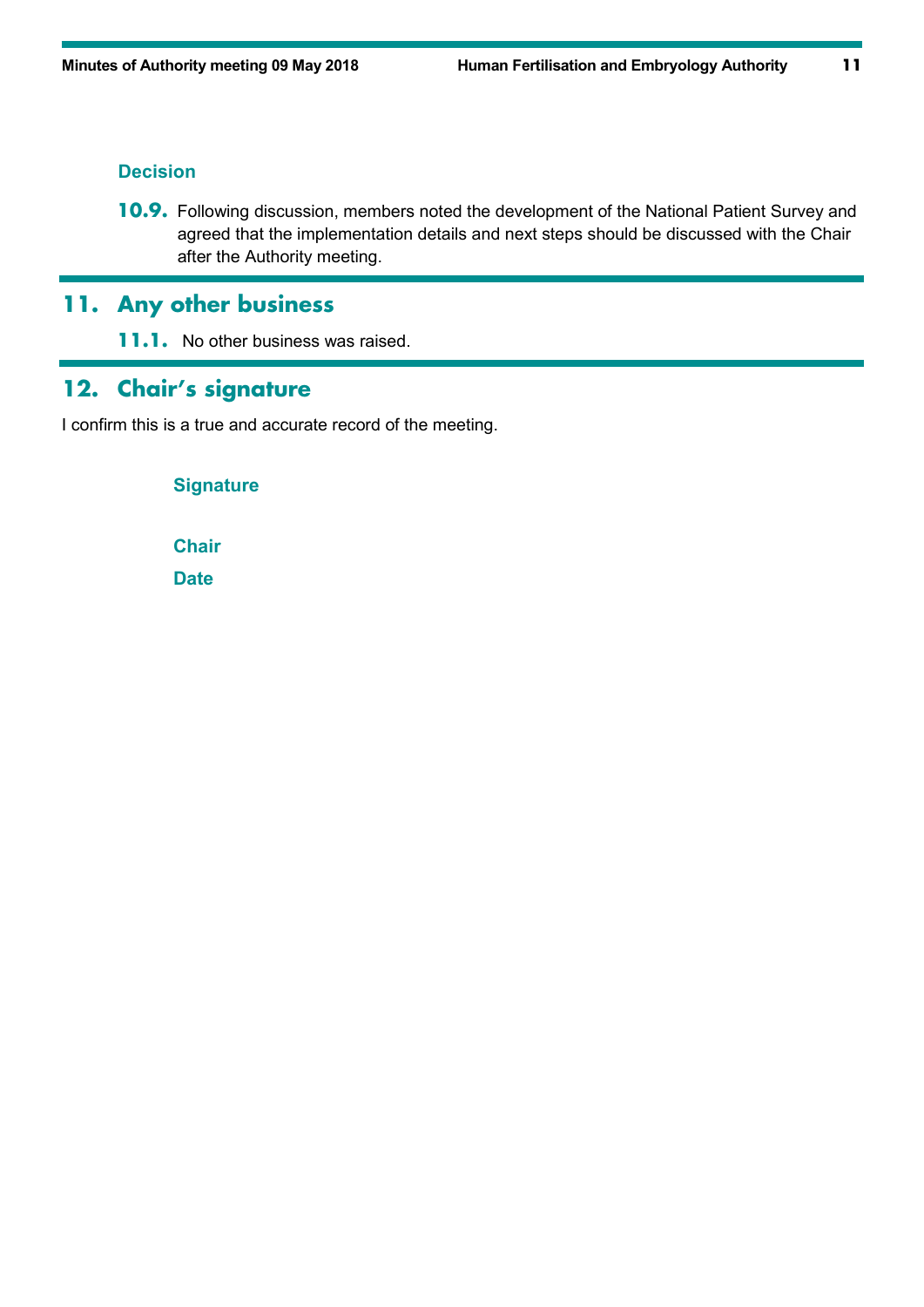### Decision

**10.9.** Following discussion, members noted the development of the National Patient Survey and agreed that the implementation details and next steps should be discussed with the Chair after the Authority meeting.

## 11. Any other business

**11.1.** No other business was raised.

## 12. Chair's signature

I confirm this is a true and accurate record of the meeting.

**Signature**

**Chair**

**Date**